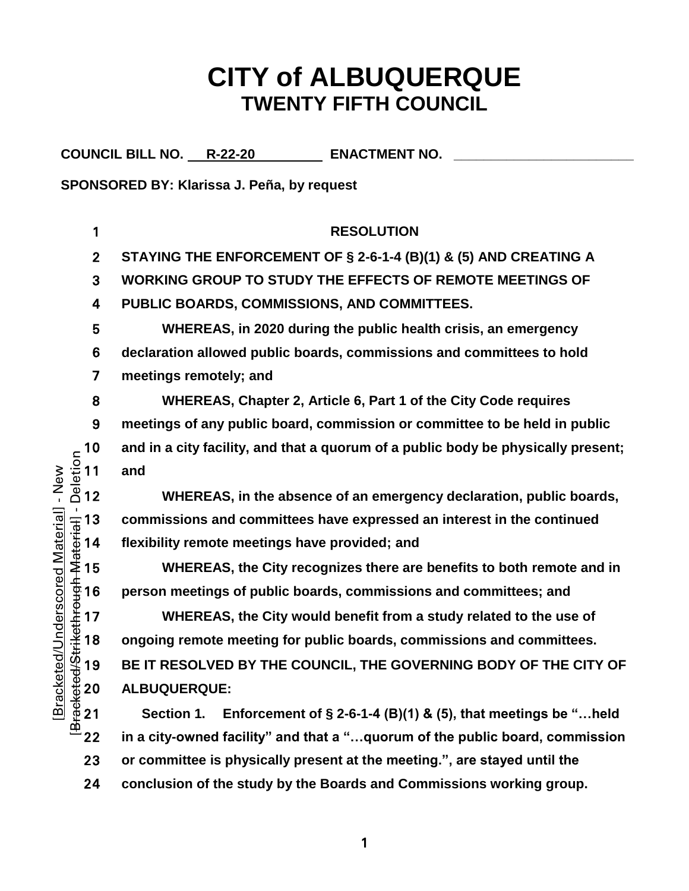# CITY of ALBUQUERQUE
## TWENTY FIFTH COUNCIL

**COUNCIL BILL NO. R-22-20 ENACTMENT NO. ____________**

**SPONSORED BY: Klarissa J. Peña, by request**

**RESOLUTION**

**STAYING THE ENFORCEMENT OF § 2-6-1-4 (B)(1) & (5) AND CREATING A WORKING GROUP TO STUDY THE EFFECTS OF REMOTE MEETINGS OF PUBLIC BOARDS, COMMISSIONS, AND COMMITTEES.**

**WHEREAS, in 2020 during the public health crisis, an emergency declaration allowed public boards, commissions and committees to hold meetings remotely; and**

**WHEREAS, Chapter 2, Article 6, Part 1 of the City Code requires meetings of any public board, commission or committee to be held in public and in a city facility, and that a quorum of a public body be physically present; and**

**WHEREAS, in the absence of an emergency declaration, public boards, commissions and committees have expressed an interest in the continued flexibility remote meetings have provided; and**

**WHEREAS, the City recognizes there are benefits to both remote and in person meetings of public boards, commissions and committees; and**

**WHEREAS, the City would benefit from a study related to the use of ongoing remote meeting for public boards, commissions and committees.**

**BE IT RESOLVED BY THE COUNCIL, THE GOVERNING BODY OF THE CITY OF ALBUQUERQUE:**

**Section 1. Enforcement of § 2-6-1-4 (B)(1) & (5), that meetings be "…held in a city-owned facility" and that a "…quorum of the public board, commission or committee is physically present at the meeting.", are stayed until the conclusion of the study by the Boards and Commissions working group.**

[Bracketed/Underscored Material] - New
[Bracketed/Strikethrough Material] - Deletion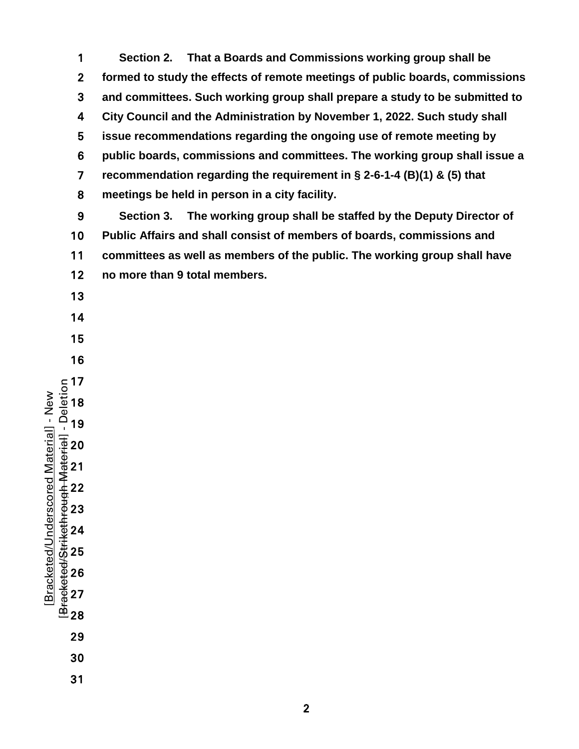**Section 2. That a Boards and Commissions working group shall be formed to study the effects of remote meetings of public boards, commissions and committees. Such working group shall prepare a study to be submitted to City Council and the Administration by November 1, 2022. Such study shall issue recommendations regarding the ongoing use of remote meeting by public boards, commissions and committees. The working group shall issue a recommendation regarding the requirement in § 2-6-1-4 (B)(1) & (5) that meetings be held in person in a city facility.**

**Section 3. The working group shall be staffed by the Deputy Director of Public Affairs and shall consist of members of boards, commissions and committees as well as members of the public. The working group shall have no more than 9 total members.**

[Bracketed/Underscored Material] - New
[Bracketed/Strikethrough Material] - Deletion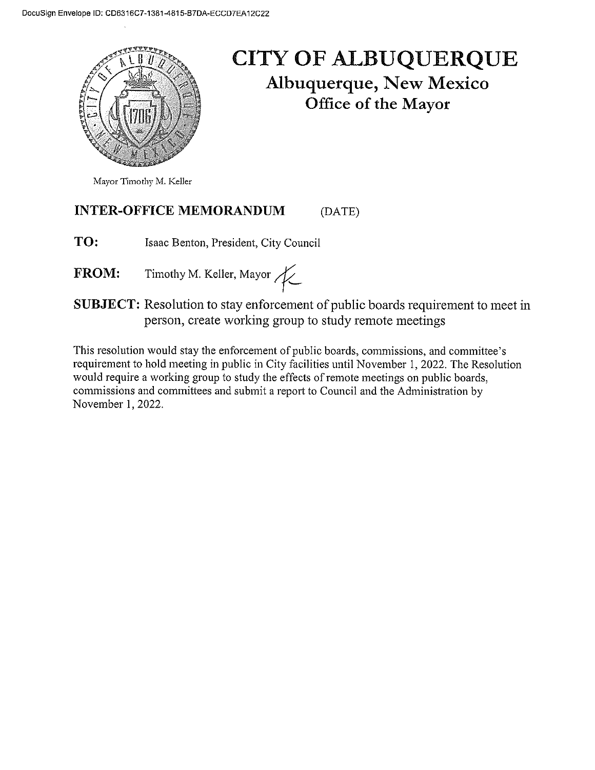DocuSign Envelope ID: CD6316C7-1381-4815-B7DA-ECCD7EA12C22

# CITY OF ALBUQUERQUE

## Albuquerque, New Mexico

## Office of the Mayor

Mayor Timothy M. Keller

**INTER-OFFICE MEMORANDUM** (DATE)

**TO:** Isaac Benton, President, City Council

**FROM:** Timothy M. Keller, Mayor

**SUBJECT:** Resolution to stay enforcement of public boards requirement to meet in person, create working group to study remote meetings

This resolution would stay the enforcement of public boards, commissions, and committee's requirement to hold meeting in public in City facilities until November 1, 2022. The Resolution would require a working group to study the effects of remote meetings on public boards, commissions and committees and submit a report to Council and the Administration by November 1, 2022.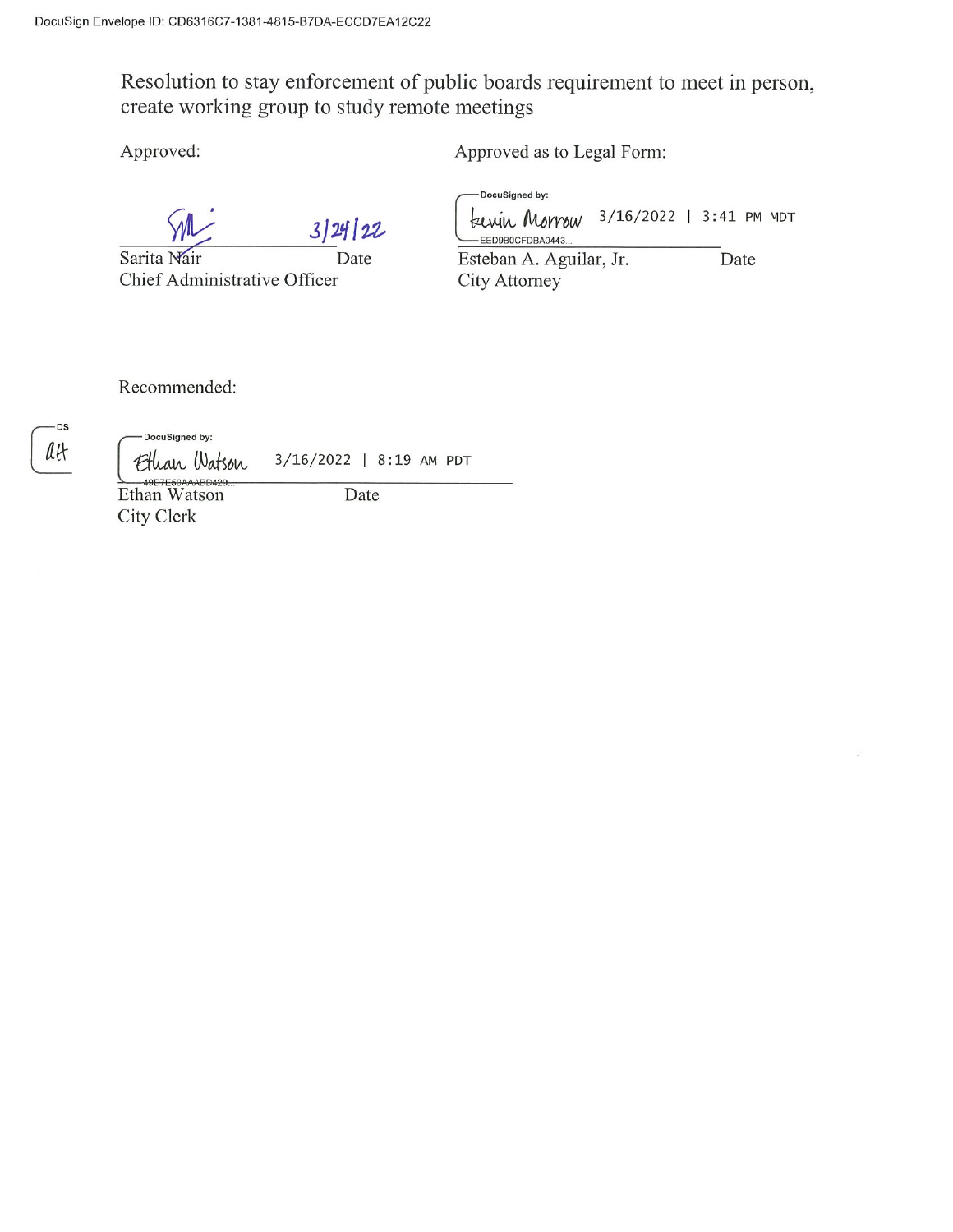DocuSign Envelope ID: CD6316C7-1381-4815-B7DA-ECCD7EA12C22

Resolution to stay enforcement of public boards requirement to meet in person, create working group to study remote meetings

Approved:

Sarita Nair — 3/24/22
Chief Administrative Officer — Date

Approved as to Legal Form:

DocuSigned by: Kevin Morrow — 3/16/2022 | 3:41 PM MDT
EED9B0CFDBA0443...
Esteban A. Aguilar, Jr. — Date
City Attorney

Recommended:

DS
AH

DocuSigned by: Ethan Watson — 3/16/2022 | 8:19 AM PDT
49D7E56AAABD429...
Ethan Watson — Date
City Clerk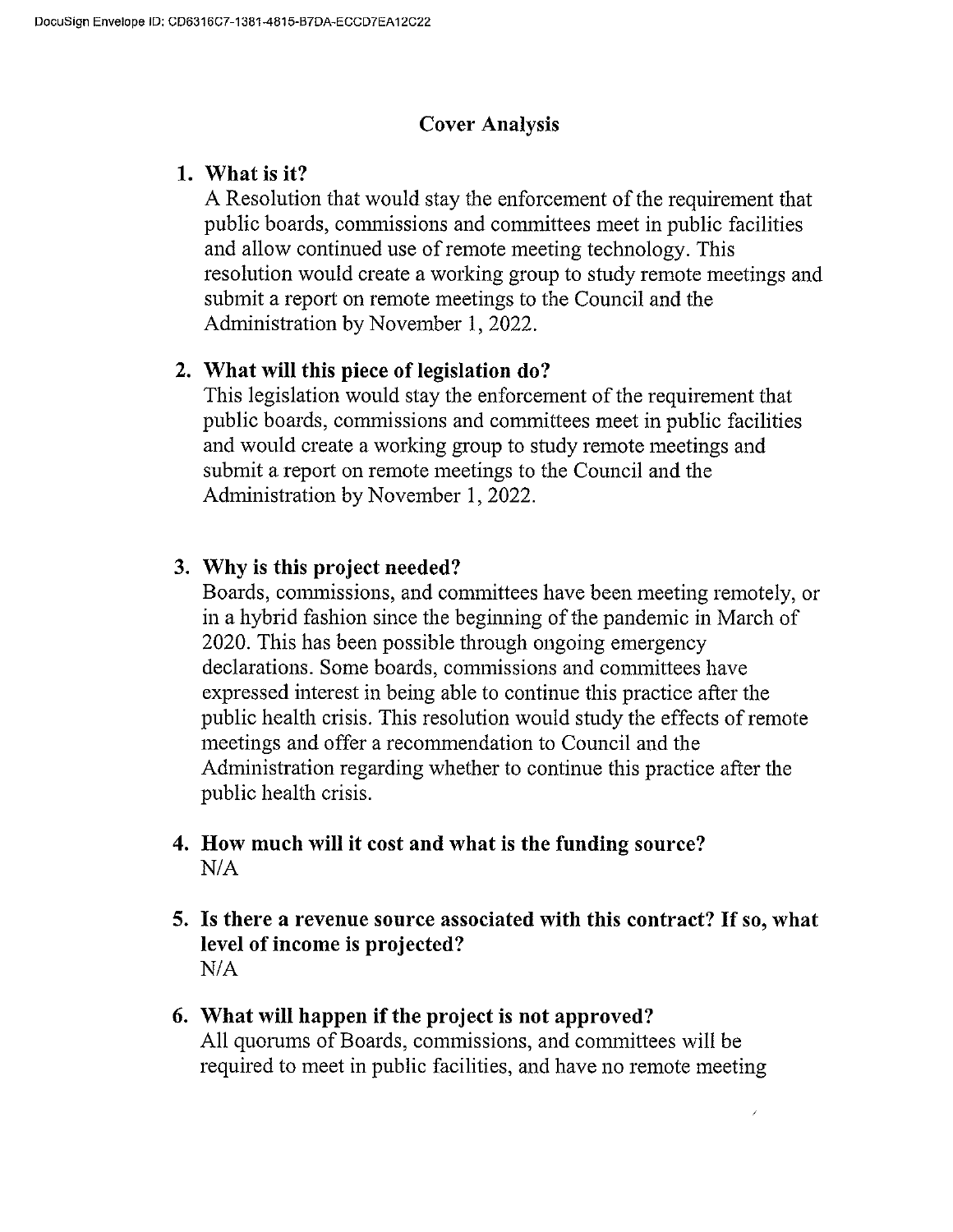## Cover Analysis

1. **What is it?**

   A Resolution that would stay the enforcement of the requirement that public boards, commissions and committees meet in public facilities and allow continued use of remote meeting technology. This resolution would create a working group to study remote meetings and submit a report on remote meetings to the Council and the Administration by November 1, 2022.

2. **What will this piece of legislation do?**

   This legislation would stay the enforcement of the requirement that public boards, commissions and committees meet in public facilities and would create a working group to study remote meetings and submit a report on remote meetings to the Council and the Administration by November 1, 2022.

3. **Why is this project needed?**

   Boards, commissions, and committees have been meeting remotely, or in a hybrid fashion since the beginning of the pandemic in March of 2020. This has been possible through ongoing emergency declarations. Some boards, commissions and committees have expressed interest in being able to continue this practice after the public health crisis. This resolution would study the effects of remote meetings and offer a recommendation to Council and the Administration regarding whether to continue this practice after the public health crisis.

4. **How much will it cost and what is the funding source?**

   N/A

5. **Is there a revenue source associated with this contract? If so, what level of income is projected?**

   N/A

6. **What will happen if the project is not approved?**

   All quorums of Boards, commissions, and committees will be required to meet in public facilities, and have no remote meeting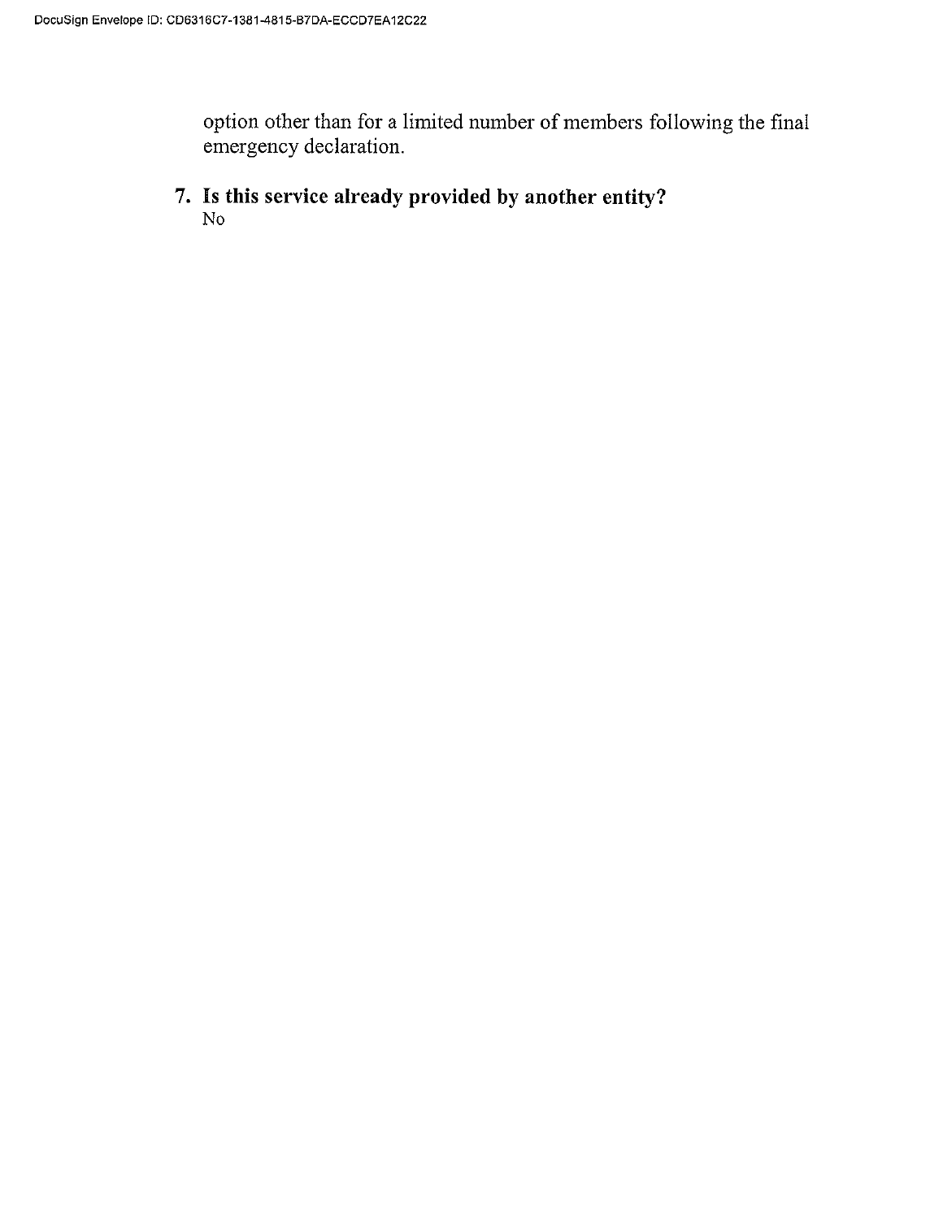option other than for a limited number of members following the final emergency declaration.

7. **Is this service already provided by another entity?**
   No